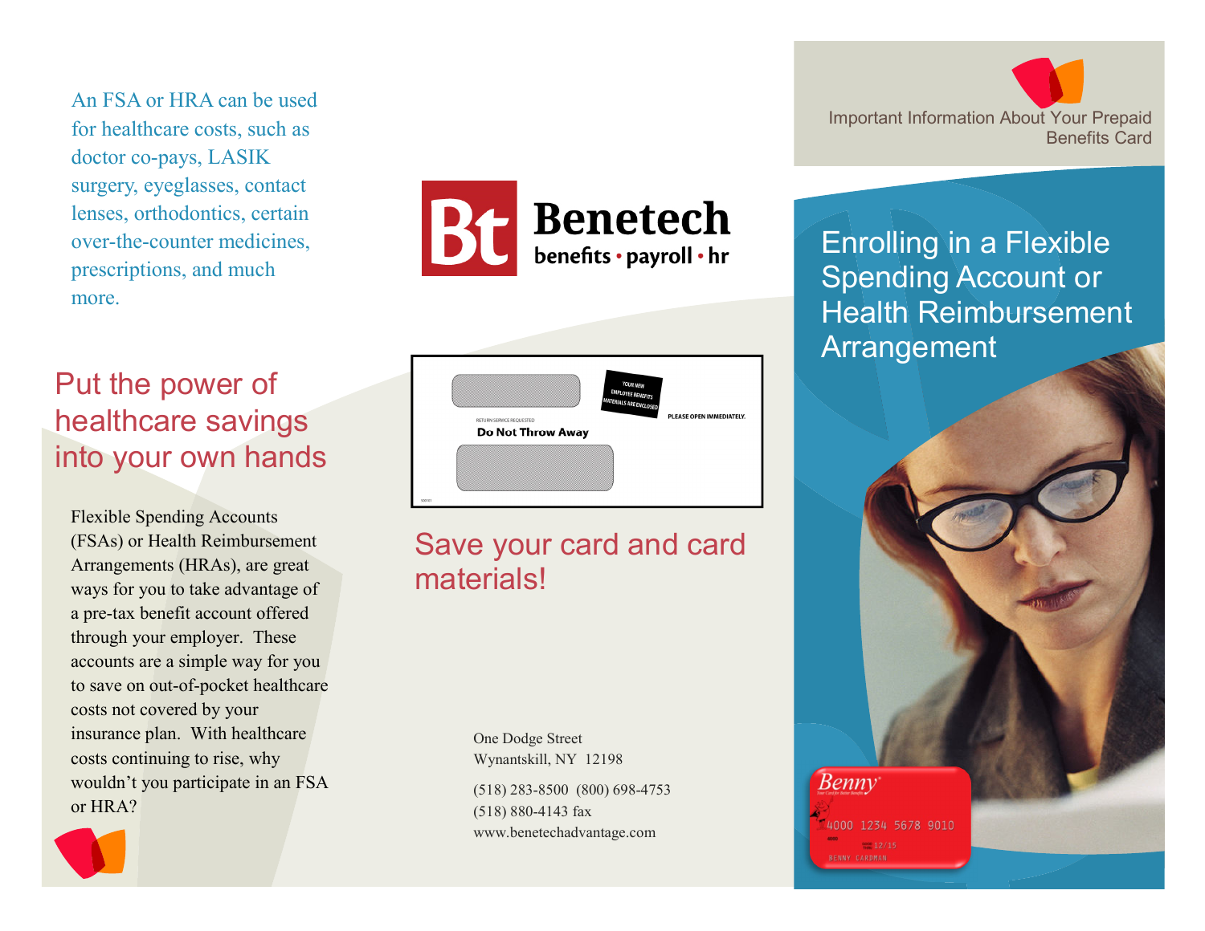An FSA or HRA can be used for healthcare costs, such as doctor co-pays, LASIK surgery, eyeglasses, contact lenses, orthodontics, certain over-the-counter medicines, prescriptions, and much more.

## Put the power of healthcare savings into your own hands

Flexible Spending Accounts (FSAs) or Health Reimbursement Arrangements (HRAs), are great ways for you to take advantage of a pre-tax benefit account offered through your employer. These accounts are a simple way for you to save on out-of-pocket healthcare costs not covered by your insurance plan. With healthcare costs continuing to rise, why wouldn't you participate in an FSA or HRA?

**Benetech**
benefits • payroll • hr

YOUR NEW EMPLOYEE BENEFITS MATERIALS ARE ENCLOSED

PLEASE OPEN IMMEDIATELY.

RETURN SERVICE REQUESTED

**Do Not Throw Away**

## Save your card and card materials!

One Dodge Street
Wynantskill, NY 12198

(518) 283-8500 (800) 698-4753
(518) 880-4143 fax
www.benetechadvantage.com

Important Information About Your Prepaid Benefits Card

# Enrolling in a Flexible Spending Account or Health Reimbursement Arrangement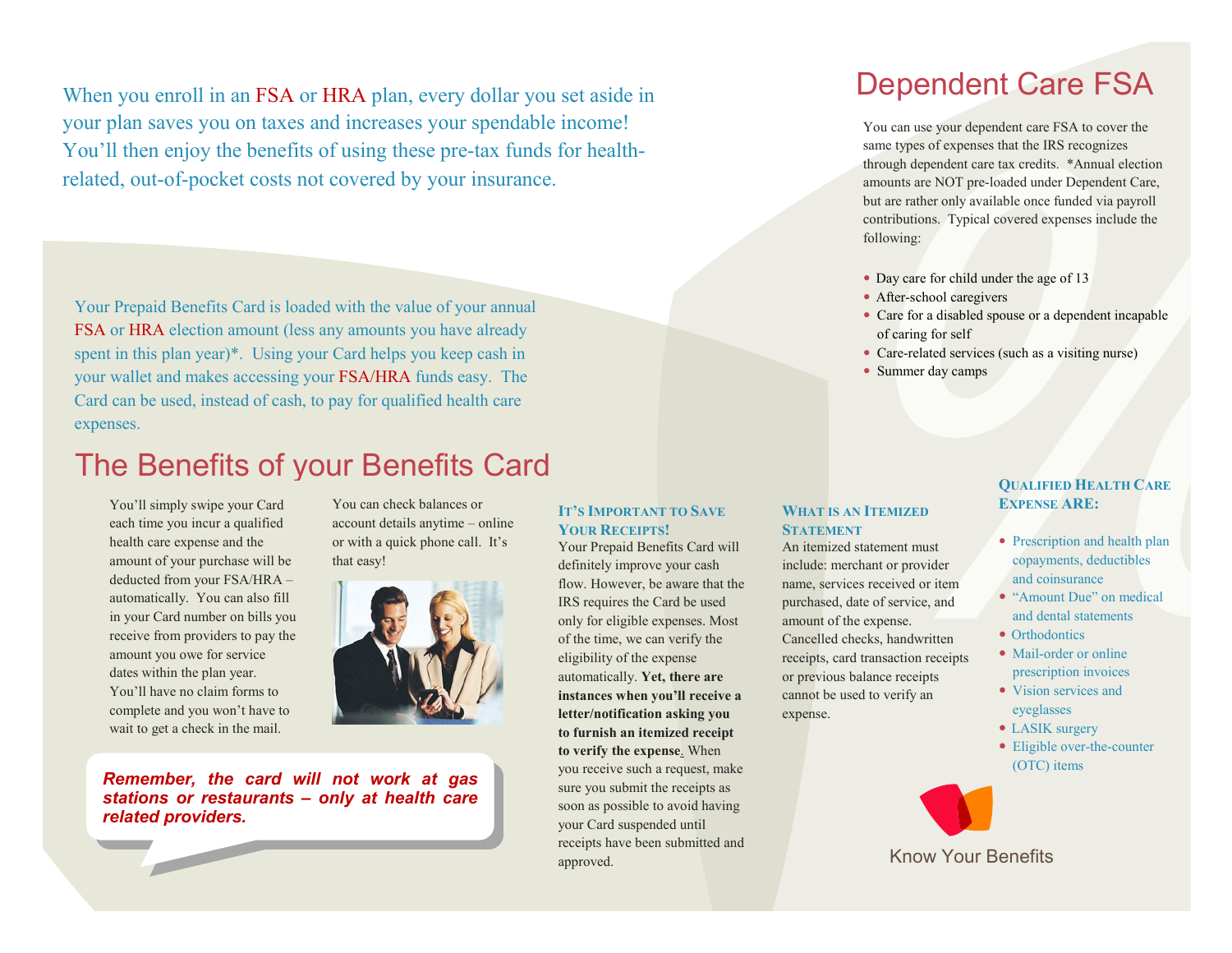When you enroll in an FSA or HRA plan, every dollar you set aside in your plan saves you on taxes and increases your spendable income! You'll then enjoy the benefits of using these pre-tax funds for health-related, out-of-pocket costs not covered by your insurance.

Your Prepaid Benefits Card is loaded with the value of your annual FSA or HRA election amount (less any amounts you have already spent in this plan year)*. Using your Card helps you keep cash in your wallet and makes accessing your FSA/HRA funds easy. The Card can be used, instead of cash, to pay for qualified health care expenses.

## The Benefits of your Benefits Card

You'll simply swipe your Card each time you incur a qualified health care expense and the amount of your purchase will be deducted from your FSA/HRA – automatically. You can also fill in your Card number on bills you receive from providers to pay the amount you owe for service dates within the plan year. You'll have no claim forms to complete and you won't have to wait to get a check in the mail.

You can check balances or account details anytime – online or with a quick phone call. It's that easy!

***Remember, the card will not work at gas stations or restaurants – only at health care related providers.***

### It's Important to Save Your Receipts!

Your Prepaid Benefits Card will definitely improve your cash flow. However, be aware that the IRS requires the Card be used only for eligible expenses. Most of the time, we can verify the eligibility of the expense automatically. **Yet, there are instances when you'll receive a letter/notification asking you to furnish an itemized receipt to verify the expense.** When you receive such a request, make sure you submit the receipts as soon as possible to avoid having your Card suspended until receipts have been submitted and approved.

### What is an Itemized Statement

An itemized statement must include: merchant or provider name, services received or item purchased, date of service, and amount of the expense. Cancelled checks, handwritten receipts, card transaction receipts or previous balance receipts cannot be used to verify an expense.

## Dependent Care FSA

You can use your dependent care FSA to cover the same types of expenses that the IRS recognizes through dependent care tax credits. *Annual election amounts are NOT pre-loaded under Dependent Care, but are rather only available once funded via payroll contributions. Typical covered expenses include the following:

- Day care for child under the age of 13
- After-school caregivers
- Care for a disabled spouse or a dependent incapable of caring for self
- Care-related services (such as a visiting nurse)
- Summer day camps

### Qualified Health Care Expense ARE:

- Prescription and health plan copayments, deductibles and coinsurance
- "Amount Due" on medical and dental statements
- Orthodontics
- Mail-order or online prescription invoices
- Vision services and eyeglasses
- LASIK surgery
- Eligible over-the-counter (OTC) items

Know Your Benefits